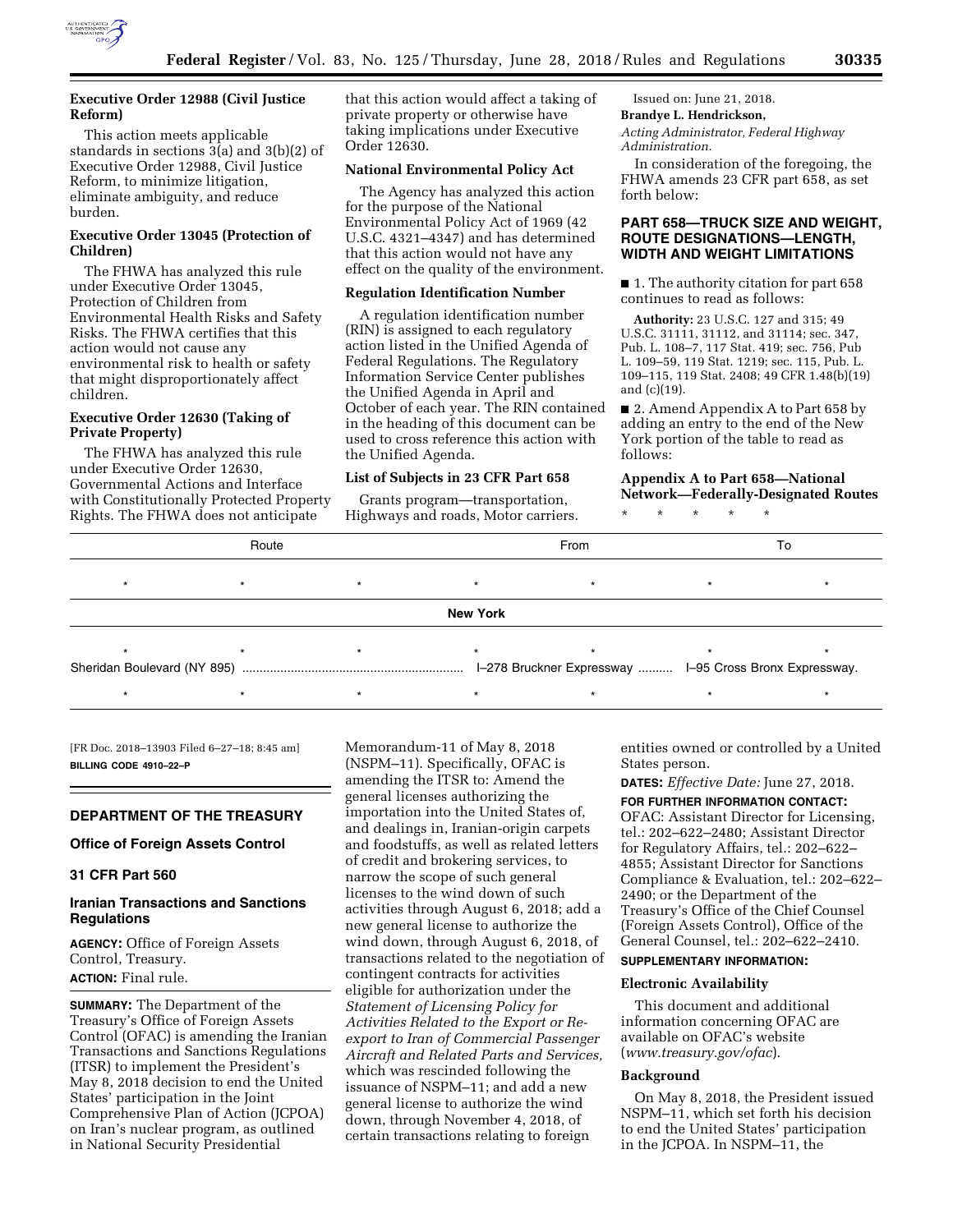**Executive Order 12988 (Civil Justice Reform)**

This action meets applicable standards in sections 3(a) and 3(b)(2) of Executive Order 12988, Civil Justice Reform, to minimize litigation, eliminate ambiguity, and reduce burden.

**Executive Order 13045 (Protection of Children)**

The FHWA has analyzed this rule under Executive Order 13045, Protection of Children from Environmental Health Risks and Safety Risks. The FHWA certifies that this action would not cause any environmental risk to health or safety that might disproportionately affect children.

**Executive Order 12630 (Taking of Private Property)**

The FHWA has analyzed this rule under Executive Order 12630, Governmental Actions and Interface with Constitutionally Protected Property Rights. The FHWA does not anticipate that this action would affect a taking of private property or otherwise have taking implications under Executive Order 12630.

**National Environmental Policy Act**

The Agency has analyzed this action for the purpose of the National Environmental Policy Act of 1969 (42 U.S.C. 4321–4347) and has determined that this action would not have any effect on the quality of the environment.

**Regulation Identification Number**

A regulation identification number (RIN) is assigned to each regulatory action listed in the Unified Agenda of Federal Regulations. The Regulatory Information Service Center publishes the Unified Agenda in April and October of each year. The RIN contained in the heading of this document can be used to cross reference this action with the Unified Agenda.

**List of Subjects in 23 CFR Part 658**

Grants program—transportation, Highways and roads, Motor carriers.

Issued on: June 21, 2018.

**Brandye L. Hendrickson,**

*Acting Administrator, Federal Highway Administration.*

In consideration of the foregoing, the FHWA amends 23 CFR part 658, as set forth below:

**PART 658—TRUCK SIZE AND WEIGHT, ROUTE DESIGNATIONS—LENGTH, WIDTH AND WEIGHT LIMITATIONS**

■ 1. The authority citation for part 658 continues to read as follows:

**Authority:** 23 U.S.C. 127 and 315; 49 U.S.C. 31111, 31112, and 31114; sec. 347, Pub. L. 108–7, 117 Stat. 419; sec. 756, Pub L. 109–59, 119 Stat. 1219; sec. 115, Pub. L. 109–115, 119 Stat. 2408; 49 CFR 1.48(b)(19) and (c)(19).

■ 2. Amend Appendix A to Part 658 by adding an entry to the end of the New York portion of the table to read as follows:

**Appendix A to Part 658—National Network—Federally-Designated Routes**

\* \* \* \* \*

| Route | From | To |
|---|---|---|
| \* \* \* | \* \* | \* \* |
| **New York** | | |
| \* \* \* | \* \* | \* \* |
| Sheridan Boulevard (NY 895) | I–278 Bruckner Expressway | I–95 Cross Bronx Expressway. |
| \* \* \* | \* \* | \* \* |

[FR Doc. 2018–13903 Filed 6–27–18; 8:45 am]

**BILLING CODE 4910–22–P**

---

## DEPARTMENT OF THE TREASURY

### Office of Foreign Assets Control

### 31 CFR Part 560

### Iranian Transactions and Sanctions Regulations

**AGENCY:** Office of Foreign Assets Control, Treasury.

**ACTION:** Final rule.

**SUMMARY:** The Department of the Treasury's Office of Foreign Assets Control (OFAC) is amending the Iranian Transactions and Sanctions Regulations (ITSR) to implement the President's May 8, 2018 decision to end the United States' participation in the Joint Comprehensive Plan of Action (JCPOA) on Iran's nuclear program, as outlined in National Security Presidential Memorandum-11 of May 8, 2018 (NSPM–11). Specifically, OFAC is amending the ITSR to: Amend the general licenses authorizing the importation into the United States of, and dealings in, Iranian-origin carpets and foodstuffs, as well as related letters of credit and brokering services, to narrow the scope of such general licenses to the wind down of such activities through August 6, 2018; add a new general license to authorize the wind down, through August 6, 2018, of transactions related to the negotiation of contingent contracts for activities eligible for authorization under the *Statement of Licensing Policy for Activities Related to the Export or Re-export to Iran of Commercial Passenger Aircraft and Related Parts and Services,* which was rescinded following the issuance of NSPM–11; and add a new general license to authorize the wind down, through November 4, 2018, of certain transactions relating to foreign entities owned or controlled by a United States person.

**DATES:** *Effective Date:* June 27, 2018.

**FOR FURTHER INFORMATION CONTACT:** OFAC: Assistant Director for Licensing, tel.: 202–622–2480; Assistant Director for Regulatory Affairs, tel.: 202–622–4855; Assistant Director for Sanctions Compliance & Evaluation, tel.: 202–622–2490; or the Department of the Treasury's Office of the Chief Counsel (Foreign Assets Control), Office of the General Counsel, tel.: 202–622–2410.

**SUPPLEMENTARY INFORMATION:**

**Electronic Availability**

This document and additional information concerning OFAC are available on OFAC's website (*www.treasury.gov/ofac*).

**Background**

On May 8, 2018, the President issued NSPM–11, which set forth his decision to end the United States' participation in the JCPOA. In NSPM–11, the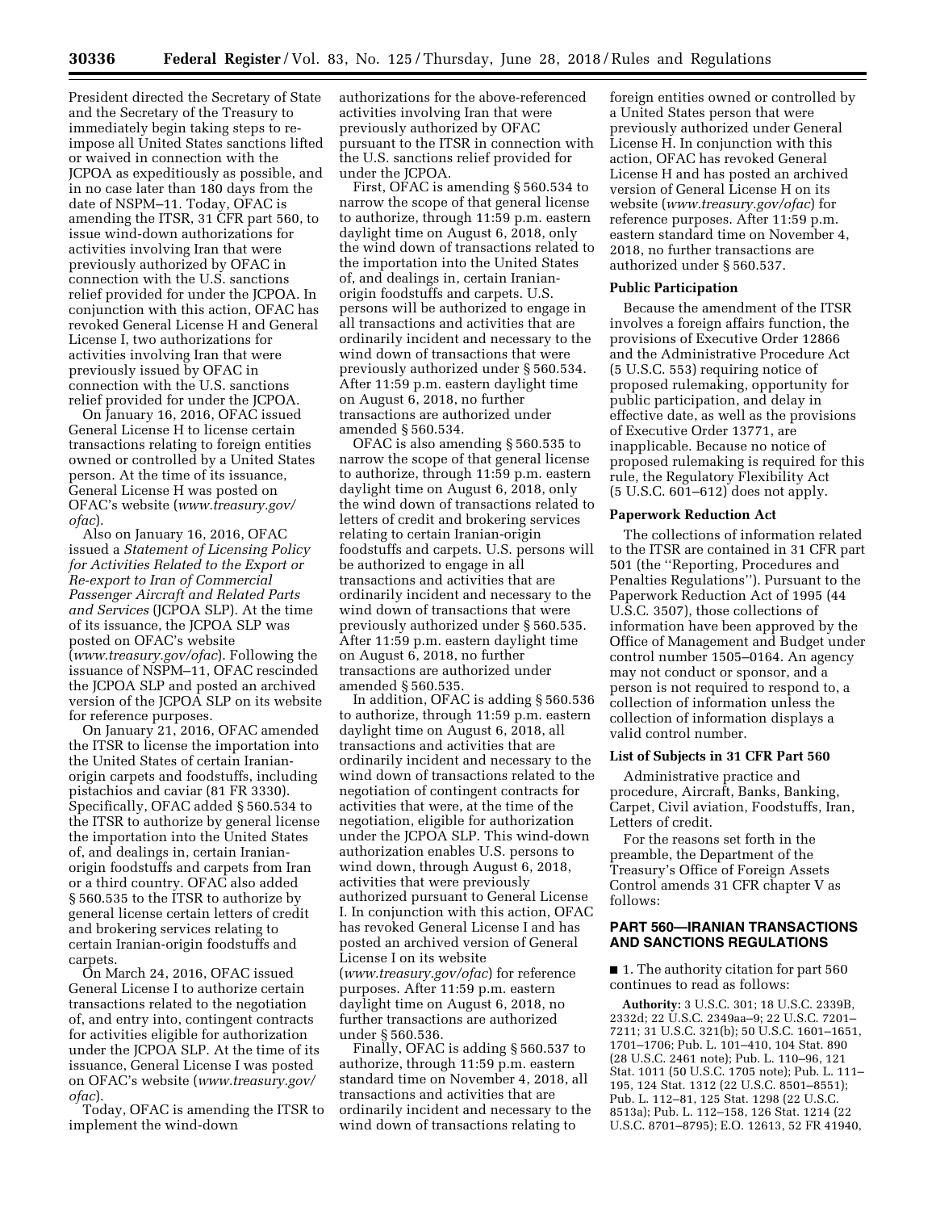President directed the Secretary of State and the Secretary of the Treasury to immediately begin taking steps to re-impose all United States sanctions lifted or waived in connection with the JCPOA as expeditiously as possible, and in no case later than 180 days from the date of NSPM–11. Today, OFAC is amending the ITSR, 31 CFR part 560, to issue wind-down authorizations for activities involving Iran that were previously authorized by OFAC in connection with the U.S. sanctions relief provided for under the JCPOA. In conjunction with this action, OFAC has revoked General License H and General License I, two authorizations for activities involving Iran that were previously issued by OFAC in connection with the U.S. sanctions relief provided for under the JCPOA.

On January 16, 2016, OFAC issued General License H to license certain transactions relating to foreign entities owned or controlled by a United States person. At the time of its issuance, General License H was posted on OFAC's website (*www.treasury.gov/ofac*).

Also on January 16, 2016, OFAC issued a *Statement of Licensing Policy for Activities Related to the Export or Re-export to Iran of Commercial Passenger Aircraft and Related Parts and Services* (JCPOA SLP). At the time of its issuance, the JCPOA SLP was posted on OFAC's website (*www.treasury.gov/ofac*). Following the issuance of NSPM–11, OFAC rescinded the JCPOA SLP and posted an archived version of the JCPOA SLP on its website for reference purposes.

On January 21, 2016, OFAC amended the ITSR to license the importation into the United States of certain Iranian-origin carpets and foodstuffs, including pistachios and caviar (81 FR 3330). Specifically, OFAC added § 560.534 to the ITSR to authorize by general license the importation into the United States of, and dealings in, certain Iranian-origin foodstuffs and carpets from Iran or a third country. OFAC also added § 560.535 to the ITSR to authorize by general license certain letters of credit and brokering services relating to certain Iranian-origin foodstuffs and carpets.

On March 24, 2016, OFAC issued General License I to authorize certain transactions related to the negotiation of, and entry into, contingent contracts for activities eligible for authorization under the JCPOA SLP. At the time of its issuance, General License I was posted on OFAC's website (*www.treasury.gov/ofac*).

Today, OFAC is amending the ITSR to implement the wind-down authorizations for the above-referenced activities involving Iran that were previously authorized by OFAC pursuant to the ITSR in connection with the U.S. sanctions relief provided for under the JCPOA.

First, OFAC is amending § 560.534 to narrow the scope of that general license to authorize, through 11:59 p.m. eastern daylight time on August 6, 2018, only the wind down of transactions related to the importation into the United States of, and dealings in, certain Iranian-origin foodstuffs and carpets. U.S. persons will be authorized to engage in all transactions and activities that are ordinarily incident and necessary to the wind down of transactions that were previously authorized under § 560.534. After 11:59 p.m. eastern daylight time on August 6, 2018, no further transactions are authorized under amended § 560.534.

OFAC is also amending § 560.535 to narrow the scope of that general license to authorize, through 11:59 p.m. eastern daylight time on August 6, 2018, only the wind down of transactions related to letters of credit and brokering services relating to certain Iranian-origin foodstuffs and carpets. U.S. persons will be authorized to engage in all transactions and activities that are ordinarily incident and necessary to the wind down of transactions that were previously authorized under § 560.535. After 11:59 p.m. eastern daylight time on August 6, 2018, no further transactions are authorized under amended § 560.535.

In addition, OFAC is adding § 560.536 to authorize, through 11:59 p.m. eastern daylight time on August 6, 2018, all transactions and activities that are ordinarily incident and necessary to the wind down of transactions related to the negotiation of contingent contracts for activities that were, at the time of the negotiation, eligible for authorization under the JCPOA SLP. This wind-down authorization enables U.S. persons to wind down, through August 6, 2018, activities that were previously authorized pursuant to General License I. In conjunction with this action, OFAC has revoked General License I and has posted an archived version of General License I on its website (*www.treasury.gov/ofac*) for reference purposes. After 11:59 p.m. eastern daylight time on August 6, 2018, no further transactions are authorized under § 560.536.

Finally, OFAC is adding § 560.537 to authorize, through 11:59 p.m. eastern standard time on November 4, 2018, all transactions and activities that are ordinarily incident and necessary to the wind down of transactions relating to foreign entities owned or controlled by a United States person that were previously authorized under General License H. In conjunction with this action, OFAC has revoked General License H and has posted an archived version of General License H on its website (*www.treasury.gov/ofac*) for reference purposes. After 11:59 p.m. eastern standard time on November 4, 2018, no further transactions are authorized under § 560.537.

### Public Participation

Because the amendment of the ITSR involves a foreign affairs function, the provisions of Executive Order 12866 and the Administrative Procedure Act (5 U.S.C. 553) requiring notice of proposed rulemaking, opportunity for public participation, and delay in effective date, as well as the provisions of Executive Order 13771, are inapplicable. Because no notice of proposed rulemaking is required for this rule, the Regulatory Flexibility Act (5 U.S.C. 601–612) does not apply.

### Paperwork Reduction Act

The collections of information related to the ITSR are contained in 31 CFR part 501 (the "Reporting, Procedures and Penalties Regulations"). Pursuant to the Paperwork Reduction Act of 1995 (44 U.S.C. 3507), those collections of information have been approved by the Office of Management and Budget under control number 1505–0164. An agency may not conduct or sponsor, and a person is not required to respond to, a collection of information unless the collection of information displays a valid control number.

### List of Subjects in 31 CFR Part 560

Administrative practice and procedure, Aircraft, Banks, Banking, Carpet, Civil aviation, Foodstuffs, Iran, Letters of credit.

For the reasons set forth in the preamble, the Department of the Treasury's Office of Foreign Assets Control amends 31 CFR chapter V as follows:

## PART 560—IRANIAN TRANSACTIONS AND SANCTIONS REGULATIONS

■ 1. The authority citation for part 560 continues to read as follows:

**Authority:** 3 U.S.C. 301; 18 U.S.C. 2339B, 2332d; 22 U.S.C. 2349aa–9; 22 U.S.C. 7201–7211; 31 U.S.C. 321(b); 50 U.S.C. 1601–1651, 1701–1706; Pub. L. 101–410, 104 Stat. 890 (28 U.S.C. 2461 note); Pub. L. 110–96, 121 Stat. 1011 (50 U.S.C. 1705 note); Pub. L. 111–195, 124 Stat. 1312 (22 U.S.C. 8501–8551); Pub. L. 112–81, 125 Stat. 1298 (22 U.S.C. 8513a); Pub. L. 112–158, 126 Stat. 1214 (22 U.S.C. 8701–8795); E.O. 12613, 52 FR 41940,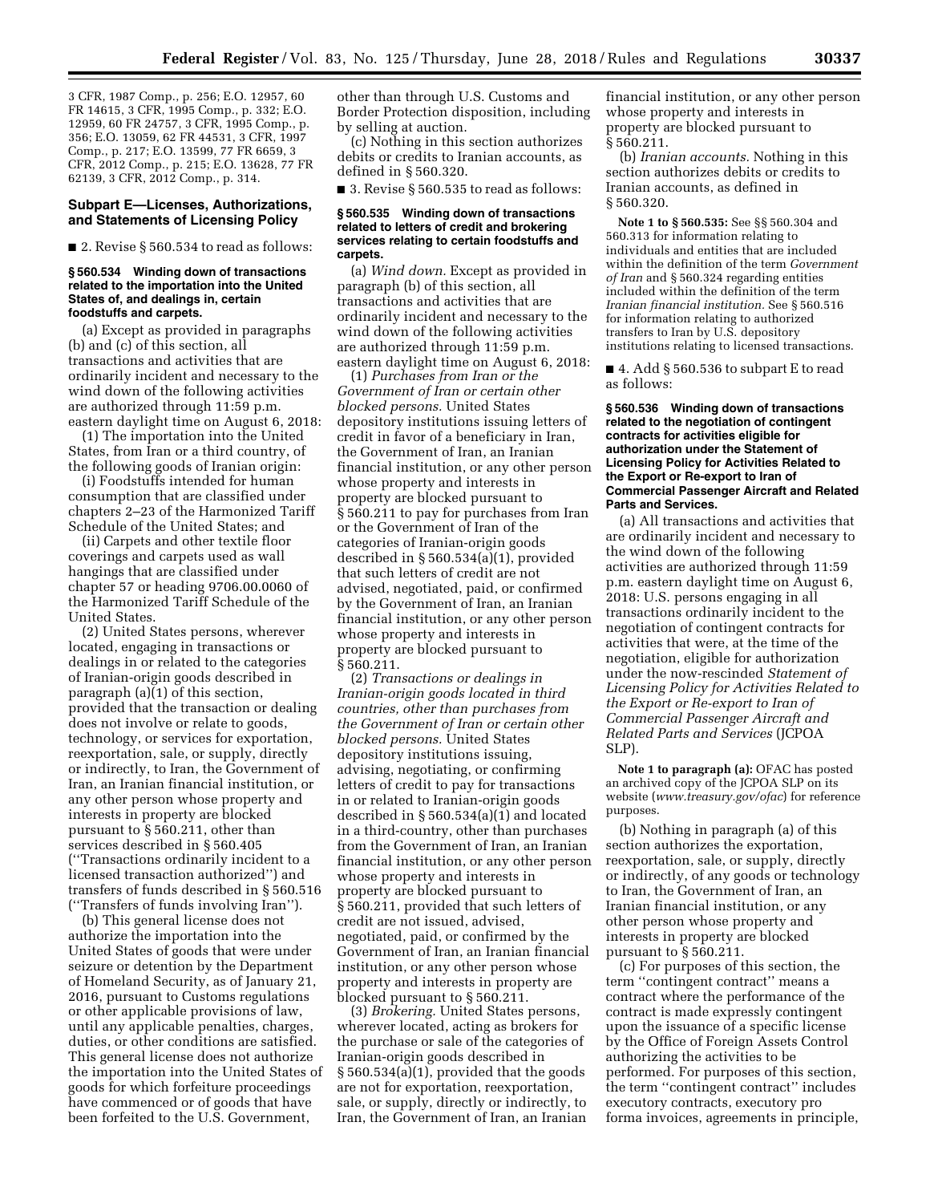3 CFR, 1987 Comp., p. 256; E.O. 12957, 60 FR 14615, 3 CFR, 1995 Comp., p. 332; E.O. 12959, 60 FR 24757, 3 CFR, 1995 Comp., p. 356; E.O. 13059, 62 FR 44531, 3 CFR, 1997 Comp., p. 217; E.O. 13599, 77 FR 6659, 3 CFR, 2012 Comp., p. 215; E.O. 13628, 77 FR 62139, 3 CFR, 2012 Comp., p. 314.

## Subpart E—Licenses, Authorizations, and Statements of Licensing Policy

■ 2. Revise § 560.534 to read as follows:

### § 560.534 Winding down of transactions related to the importation into the United States of, and dealings in, certain foodstuffs and carpets.

(a) Except as provided in paragraphs (b) and (c) of this section, all transactions and activities that are ordinarily incident and necessary to the wind down of the following activities are authorized through 11:59 p.m. eastern daylight time on August 6, 2018:

(1) The importation into the United States, from Iran or a third country, of the following goods of Iranian origin:

(i) Foodstuffs intended for human consumption that are classified under chapters 2–23 of the Harmonized Tariff Schedule of the United States; and

(ii) Carpets and other textile floor coverings and carpets used as wall hangings that are classified under chapter 57 or heading 9706.00.0060 of the Harmonized Tariff Schedule of the United States.

(2) United States persons, wherever located, engaging in transactions or dealings in or related to the categories of Iranian-origin goods described in paragraph (a)(1) of this section, provided that the transaction or dealing does not involve or relate to goods, technology, or services for exportation, reexportation, sale, or supply, directly or indirectly, to Iran, the Government of Iran, an Iranian financial institution, or any other person whose property and interests in property are blocked pursuant to § 560.211, other than services described in § 560.405 (''Transactions ordinarily incident to a licensed transaction authorized'') and transfers of funds described in § 560.516 (''Transfers of funds involving Iran'').

(b) This general license does not authorize the importation into the United States of goods that were under seizure or detention by the Department of Homeland Security, as of January 21, 2016, pursuant to Customs regulations or other applicable provisions of law, until any applicable penalties, charges, duties, or other conditions are satisfied. This general license does not authorize the importation into the United States of goods for which forfeiture proceedings have commenced or of goods that have been forfeited to the U.S. Government, other than through U.S. Customs and Border Protection disposition, including by selling at auction.

(c) Nothing in this section authorizes debits or credits to Iranian accounts, as defined in § 560.320.

■ 3. Revise § 560.535 to read as follows:

### § 560.535 Winding down of transactions related to letters of credit and brokering services relating to certain foodstuffs and carpets.

(a) *Wind down.* Except as provided in paragraph (b) of this section, all transactions and activities that are ordinarily incident and necessary to the wind down of the following activities are authorized through 11:59 p.m. eastern daylight time on August 6, 2018:

(1) *Purchases from Iran or the Government of Iran or certain other blocked persons.* United States depository institutions issuing letters of credit in favor of a beneficiary in Iran, the Government of Iran, an Iranian financial institution, or any other person whose property and interests in property are blocked pursuant to § 560.211 to pay for purchases from Iran or the Government of Iran of the categories of Iranian-origin goods described in § 560.534(a)(1), provided that such letters of credit are not advised, negotiated, paid, or confirmed by the Government of Iran, an Iranian financial institution, or any other person whose property and interests in property are blocked pursuant to § 560.211.

(2) *Transactions or dealings in Iranian-origin goods located in third countries, other than purchases from the Government of Iran or certain other blocked persons.* United States depository institutions issuing, advising, negotiating, or confirming letters of credit to pay for transactions in or related to Iranian-origin goods described in § 560.534(a)(1) and located in a third-country, other than purchases from the Government of Iran, an Iranian financial institution, or any other person whose property and interests in property are blocked pursuant to § 560.211, provided that such letters of credit are not issued, advised, negotiated, paid, or confirmed by the Government of Iran, an Iranian financial institution, or any other person whose property and interests in property are blocked pursuant to § 560.211.

(3) *Brokering.* United States persons, wherever located, acting as brokers for the purchase or sale of the categories of Iranian-origin goods described in § 560.534(a)(1), provided that the goods are not for exportation, reexportation, sale, or supply, directly or indirectly, to Iran, the Government of Iran, an Iranian financial institution, or any other person whose property and interests in property are blocked pursuant to § 560.211.

(b) *Iranian accounts.* Nothing in this section authorizes debits or credits to Iranian accounts, as defined in § 560.320.

**Note 1 to § 560.535:** See §§ 560.304 and 560.313 for information relating to individuals and entities that are included within the definition of the term *Government of Iran* and § 560.324 regarding entities included within the definition of the term *Iranian financial institution.* See § 560.516 for information relating to authorized transfers to Iran by U.S. depository institutions relating to licensed transactions.

■ 4. Add § 560.536 to subpart E to read as follows:

### § 560.536 Winding down of transactions related to the negotiation of contingent contracts for activities eligible for authorization under the Statement of Licensing Policy for Activities Related to the Export or Re-export to Iran of Commercial Passenger Aircraft and Related Parts and Services.

(a) All transactions and activities that are ordinarily incident and necessary to the wind down of the following activities are authorized through 11:59 p.m. eastern daylight time on August 6, 2018: U.S. persons engaging in all transactions ordinarily incident to the negotiation of contingent contracts for activities that were, at the time of the negotiation, eligible for authorization under the now-rescinded *Statement of Licensing Policy for Activities Related to the Export or Re-export to Iran of Commercial Passenger Aircraft and Related Parts and Services* (JCPOA SLP).

**Note 1 to paragraph (a):** OFAC has posted an archived copy of the JCPOA SLP on its website (*www.treasury.gov/ofac*) for reference purposes.

(b) Nothing in paragraph (a) of this section authorizes the exportation, reexportation, sale, or supply, directly or indirectly, of any goods or technology to Iran, the Government of Iran, an Iranian financial institution, or any other person whose property and interests in property are blocked pursuant to § 560.211.

(c) For purposes of this section, the term ''contingent contract'' means a contract where the performance of the contract is made expressly contingent upon the issuance of a specific license by the Office of Foreign Assets Control authorizing the activities to be performed. For purposes of this section, the term ''contingent contract'' includes executory contracts, executory pro forma invoices, agreements in principle,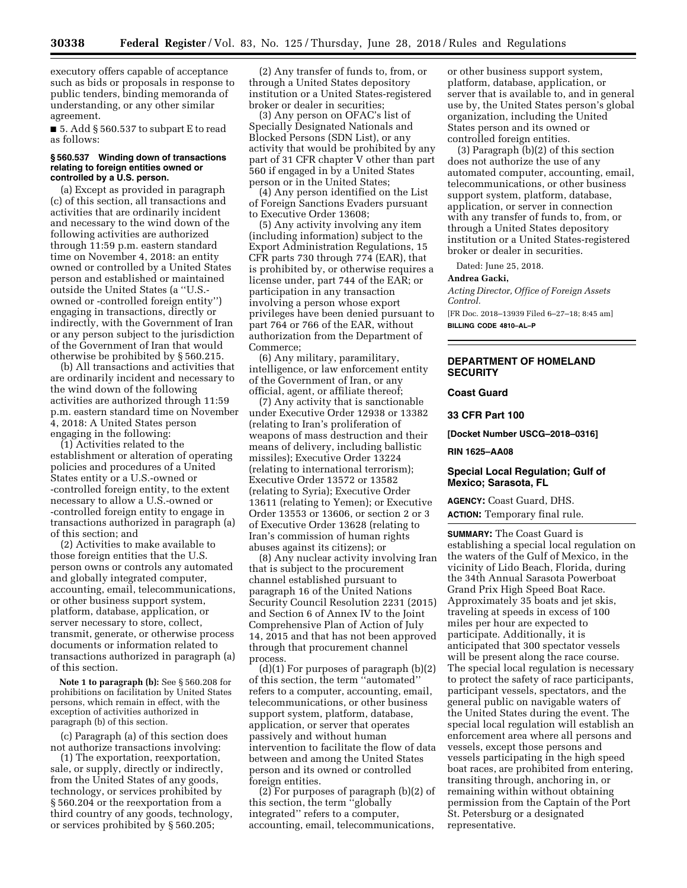executory offers capable of acceptance such as bids or proposals in response to public tenders, binding memoranda of understanding, or any other similar agreement.

■ 5. Add § 560.537 to subpart E to read as follows:

#### § 560.537 Winding down of transactions relating to foreign entities owned or controlled by a U.S. person.

(a) Except as provided in paragraph (c) of this section, all transactions and activities that are ordinarily incident and necessary to the wind down of the following activities are authorized through 11:59 p.m. eastern standard time on November 4, 2018: an entity owned or controlled by a United States person and established or maintained outside the United States (a ''U.S.-owned or -controlled foreign entity'') engaging in transactions, directly or indirectly, with the Government of Iran or any person subject to the jurisdiction of the Government of Iran that would otherwise be prohibited by § 560.215.

(b) All transactions and activities that are ordinarily incident and necessary to the wind down of the following activities are authorized through 11:59 p.m. eastern standard time on November 4, 2018: A United States person engaging in the following:

(1) Activities related to the establishment or alteration of operating policies and procedures of a United States entity or a U.S.-owned or -controlled foreign entity, to the extent necessary to allow a U.S.-owned or -controlled foreign entity to engage in transactions authorized in paragraph (a) of this section; and

(2) Activities to make available to those foreign entities that the U.S. person owns or controls any automated and globally integrated computer, accounting, email, telecommunications, or other business support system, platform, database, application, or server necessary to store, collect, transmit, generate, or otherwise process documents or information related to transactions authorized in paragraph (a) of this section.

**Note 1 to paragraph (b):** See § 560.208 for prohibitions on facilitation by United States persons, which remain in effect, with the exception of activities authorized in paragraph (b) of this section.

(c) Paragraph (a) of this section does not authorize transactions involving:

(1) The exportation, reexportation, sale, or supply, directly or indirectly, from the United States of any goods, technology, or services prohibited by § 560.204 or the reexportation from a third country of any goods, technology, or services prohibited by § 560.205;

(2) Any transfer of funds to, from, or through a United States depository institution or a United States-registered broker or dealer in securities;

(3) Any person on OFAC's list of Specially Designated Nationals and Blocked Persons (SDN List), or any activity that would be prohibited by any part of 31 CFR chapter V other than part 560 if engaged in by a United States person or in the United States;

(4) Any person identified on the List of Foreign Sanctions Evaders pursuant to Executive Order 13608;

(5) Any activity involving any item (including information) subject to the Export Administration Regulations, 15 CFR parts 730 through 774 (EAR), that is prohibited by, or otherwise requires a license under, part 744 of the EAR; or participation in any transaction involving a person whose export privileges have been denied pursuant to part 764 or 766 of the EAR, without authorization from the Department of Commerce;

(6) Any military, paramilitary, intelligence, or law enforcement entity of the Government of Iran, or any official, agent, or affiliate thereof;

(7) Any activity that is sanctionable under Executive Order 12938 or 13382 (relating to Iran's proliferation of weapons of mass destruction and their means of delivery, including ballistic missiles); Executive Order 13224 (relating to international terrorism); Executive Order 13572 or 13582 (relating to Syria); Executive Order 13611 (relating to Yemen); or Executive Order 13553 or 13606, or section 2 or 3 of Executive Order 13628 (relating to Iran's commission of human rights abuses against its citizens); or

(8) Any nuclear activity involving Iran that is subject to the procurement channel established pursuant to paragraph 16 of the United Nations Security Council Resolution 2231 (2015) and Section 6 of Annex IV to the Joint Comprehensive Plan of Action of July 14, 2015 and that has not been approved through that procurement channel process.

(d)(1) For purposes of paragraph (b)(2) of this section, the term ''automated'' refers to a computer, accounting, email, telecommunications, or other business support system, platform, database, application, or server that operates passively and without human intervention to facilitate the flow of data between and among the United States person and its owned or controlled foreign entities.

(2) For purposes of paragraph (b)(2) of this section, the term ''globally integrated'' refers to a computer, accounting, email, telecommunications, or other business support system, platform, database, application, or server that is available to, and in general use by, the United States person's global organization, including the United States person and its owned or controlled foreign entities.

(3) Paragraph (b)(2) of this section does not authorize the use of any automated computer, accounting, email, telecommunications, or other business support system, platform, database, application, or server in connection with any transfer of funds to, from, or through a United States depository institution or a United States-registered broker or dealer in securities.

Dated: June 25, 2018.

**Andrea Gacki,**

*Acting Director, Office of Foreign Assets Control.*

[FR Doc. 2018–13939 Filed 6–27–18; 8:45 am]

**BILLING CODE 4810–AL–P**

## DEPARTMENT OF HOMELAND SECURITY

### Coast Guard

### 33 CFR Part 100

**[Docket Number USCG–2018–0316]**

**RIN 1625–AA08**

### Special Local Regulation; Gulf of Mexico; Sarasota, FL

**AGENCY:** Coast Guard, DHS.

**ACTION:** Temporary final rule.

**SUMMARY:** The Coast Guard is establishing a special local regulation on the waters of the Gulf of Mexico, in the vicinity of Lido Beach, Florida, during the 34th Annual Sarasota Powerboat Grand Prix High Speed Boat Race. Approximately 35 boats and jet skis, traveling at speeds in excess of 100 miles per hour are expected to participate. Additionally, it is anticipated that 300 spectator vessels will be present along the race course. The special local regulation is necessary to protect the safety of race participants, participant vessels, spectators, and the general public on navigable waters of the United States during the event. The special local regulation will establish an enforcement area where all persons and vessels, except those persons and vessels participating in the high speed boat races, are prohibited from entering, transiting through, anchoring in, or remaining within without obtaining permission from the Captain of the Port St. Petersburg or a designated representative.